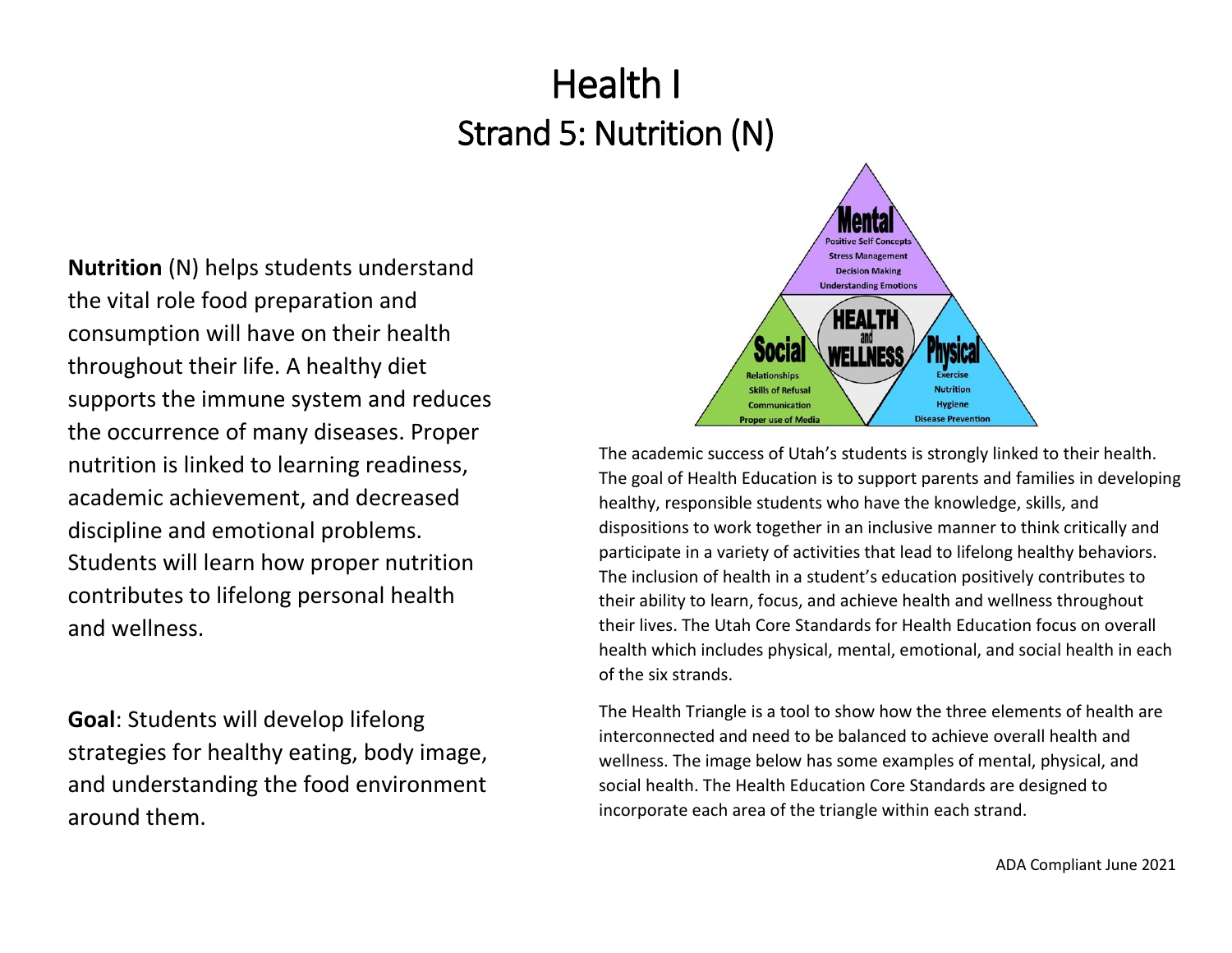# Health I

## Strand 5: Nutrition (N)

**Nutrition** (N) helps students understand the vital role food preparation and consumption will have on their health throughout their life. A healthy diet supports the immune system and reduces the occurrence of many diseases. Proper nutrition is linked to learning readiness, academic achievement, and decreased discipline and emotional problems. Students will learn how proper nutrition contributes to lifelong personal health and wellness.

**Goal**: Students will develop lifelong strategies for healthy eating, body image, and understanding the food environment around them.

**HEALTH and WELLNESS**

**Mental**
- Positive Self Concepts
- Stress Management
- Decision Making
- Understanding Emotions

**Social**
- Relationships
- Skills of Refusal
- Communication
- Proper use of Media

**Physical**
- Exercise
- Nutrition
- Hygiene
- Disease Prevention

The academic success of Utah's students is strongly linked to their health. The goal of Health Education is to support parents and families in developing healthy, responsible students who have the knowledge, skills, and dispositions to work together in an inclusive manner to think critically and participate in a variety of activities that lead to lifelong healthy behaviors. The inclusion of health in a student's education positively contributes to their ability to learn, focus, and achieve health and wellness throughout their lives. The Utah Core Standards for Health Education focus on overall health which includes physical, mental, emotional, and social health in each of the six strands.

The Health Triangle is a tool to show how the three elements of health are interconnected and need to be balanced to achieve overall health and wellness. The image below has some examples of mental, physical, and social health. The Health Education Core Standards are designed to incorporate each area of the triangle within each strand.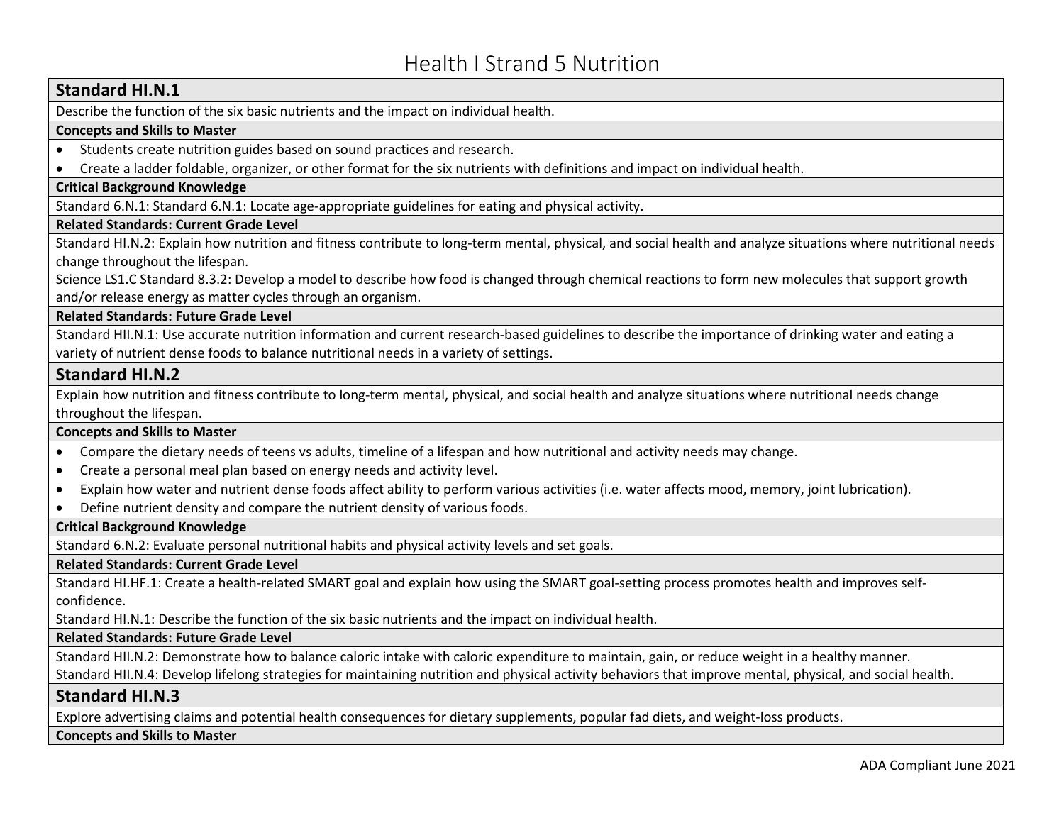# Health I Strand 5 Nutrition

## Standard HI.N.1

Describe the function of the six basic nutrients and the impact on individual health.

**Concepts and Skills to Master**

- Students create nutrition guides based on sound practices and research.
- Create a ladder foldable, organizer, or other format for the six nutrients with definitions and impact on individual health.

**Critical Background Knowledge**

Standard 6.N.1: Standard 6.N.1: Locate age-appropriate guidelines for eating and physical activity.

**Related Standards: Current Grade Level**

Standard HI.N.2: Explain how nutrition and fitness contribute to long-term mental, physical, and social health and analyze situations where nutritional needs change throughout the lifespan.

Science LS1.C Standard 8.3.2: Develop a model to describe how food is changed through chemical reactions to form new molecules that support growth and/or release energy as matter cycles through an organism.

**Related Standards: Future Grade Level**

Standard HII.N.1: Use accurate nutrition information and current research-based guidelines to describe the importance of drinking water and eating a variety of nutrient dense foods to balance nutritional needs in a variety of settings.

## Standard HI.N.2

Explain how nutrition and fitness contribute to long-term mental, physical, and social health and analyze situations where nutritional needs change throughout the lifespan.

**Concepts and Skills to Master**

- Compare the dietary needs of teens vs adults, timeline of a lifespan and how nutritional and activity needs may change.
- Create a personal meal plan based on energy needs and activity level.
- Explain how water and nutrient dense foods affect ability to perform various activities (i.e. water affects mood, memory, joint lubrication).
- Define nutrient density and compare the nutrient density of various foods.

**Critical Background Knowledge**

Standard 6.N.2: Evaluate personal nutritional habits and physical activity levels and set goals.

**Related Standards: Current Grade Level**

Standard HI.HF.1: Create a health-related SMART goal and explain how using the SMART goal-setting process promotes health and improves self-confidence.

Standard HI.N.1: Describe the function of the six basic nutrients and the impact on individual health.

**Related Standards: Future Grade Level**

Standard HII.N.2: Demonstrate how to balance caloric intake with caloric expenditure to maintain, gain, or reduce weight in a healthy manner.

Standard HII.N.4: Develop lifelong strategies for maintaining nutrition and physical activity behaviors that improve mental, physical, and social health.

## Standard HI.N.3

Explore advertising claims and potential health consequences for dietary supplements, popular fad diets, and weight-loss products.

**Concepts and Skills to Master**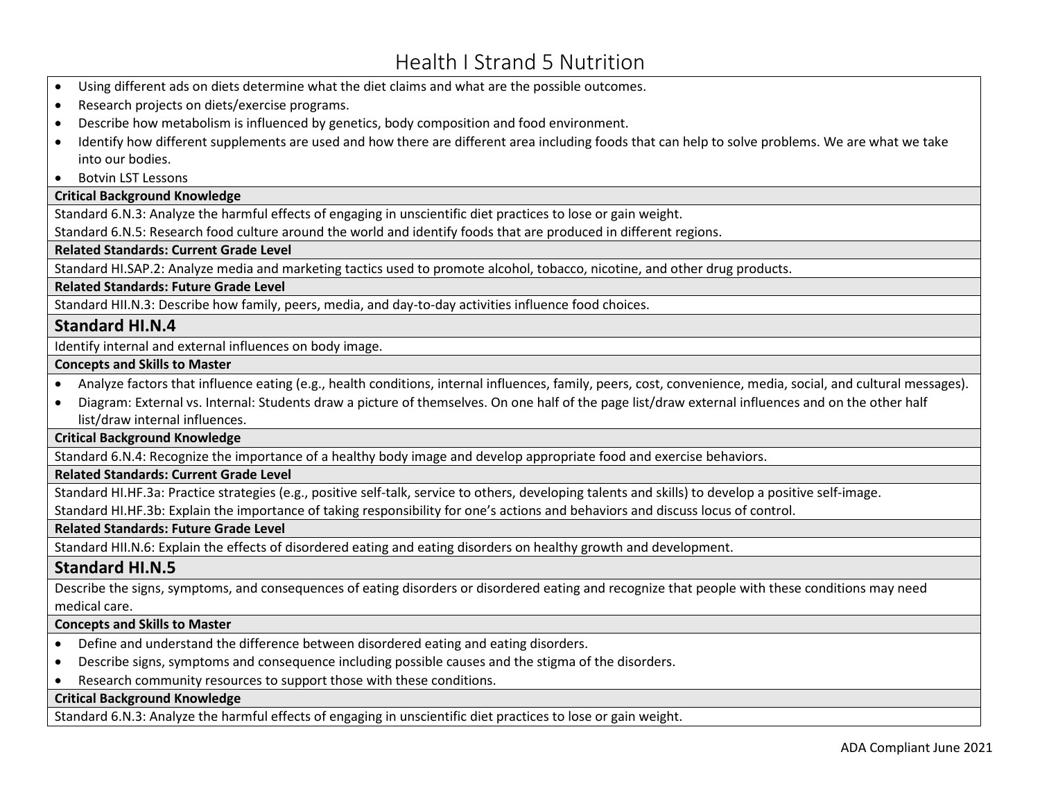# Health I Strand 5 Nutrition

- Using different ads on diets determine what the diet claims and what are the possible outcomes.
- Research projects on diets/exercise programs.
- Describe how metabolism is influenced by genetics, body composition and food environment.
- Identify how different supplements are used and how there are different area including foods that can help to solve problems. We are what we take into our bodies.
- Botvin LST Lessons

**Critical Background Knowledge**

Standard 6.N.3: Analyze the harmful effects of engaging in unscientific diet practices to lose or gain weight.

Standard 6.N.5: Research food culture around the world and identify foods that are produced in different regions.

**Related Standards: Current Grade Level**

Standard HI.SAP.2: Analyze media and marketing tactics used to promote alcohol, tobacco, nicotine, and other drug products.

**Related Standards: Future Grade Level**

Standard HII.N.3: Describe how family, peers, media, and day-to-day activities influence food choices.

## Standard HI.N.4

Identify internal and external influences on body image.

**Concepts and Skills to Master**

- Analyze factors that influence eating (e.g., health conditions, internal influences, family, peers, cost, convenience, media, social, and cultural messages).
- Diagram: External vs. Internal: Students draw a picture of themselves. On one half of the page list/draw external influences and on the other half list/draw internal influences.

**Critical Background Knowledge**

Standard 6.N.4: Recognize the importance of a healthy body image and develop appropriate food and exercise behaviors.

**Related Standards: Current Grade Level**

Standard HI.HF.3a: Practice strategies (e.g., positive self-talk, service to others, developing talents and skills) to develop a positive self-image.

Standard HI.HF.3b: Explain the importance of taking responsibility for one's actions and behaviors and discuss locus of control.

**Related Standards: Future Grade Level**

Standard HII.N.6: Explain the effects of disordered eating and eating disorders on healthy growth and development.

## Standard HI.N.5

Describe the signs, symptoms, and consequences of eating disorders or disordered eating and recognize that people with these conditions may need medical care.

**Concepts and Skills to Master**

- Define and understand the difference between disordered eating and eating disorders.
- Describe signs, symptoms and consequence including possible causes and the stigma of the disorders.
- Research community resources to support those with these conditions.

**Critical Background Knowledge**

Standard 6.N.3: Analyze the harmful effects of engaging in unscientific diet practices to lose or gain weight.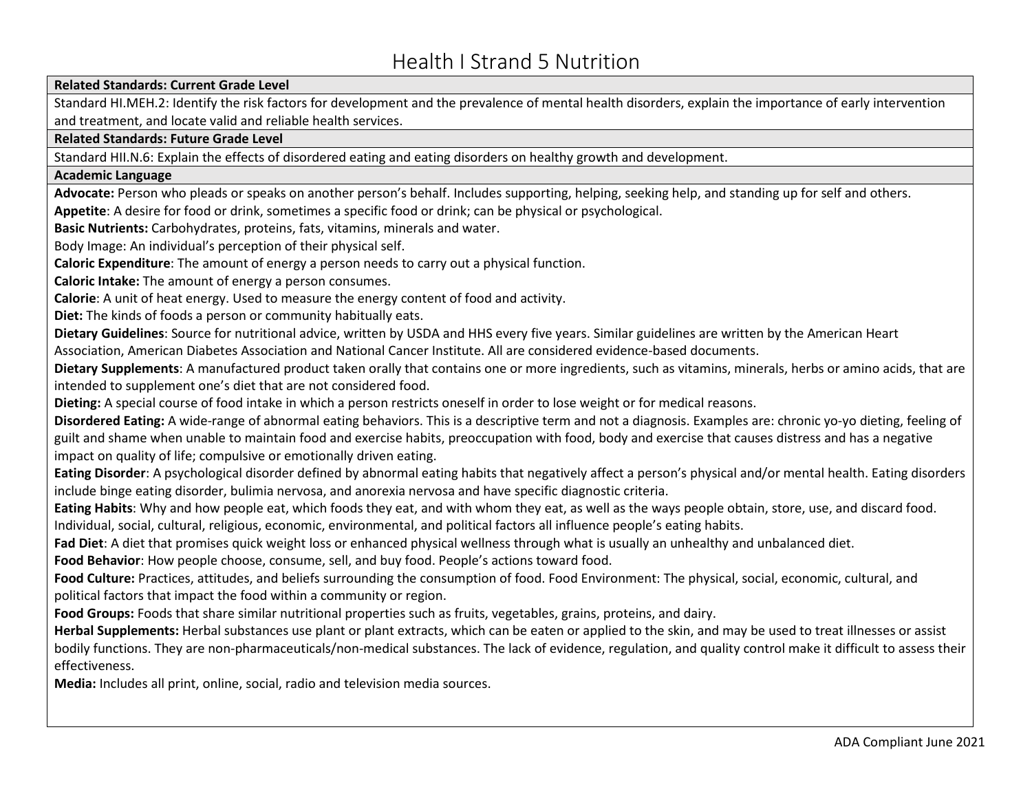# Health I Strand 5 Nutrition

**Related Standards: Current Grade Level**

Standard HI.MEH.2: Identify the risk factors for development and the prevalence of mental health disorders, explain the importance of early intervention and treatment, and locate valid and reliable health services.

**Related Standards: Future Grade Level**

Standard HII.N.6: Explain the effects of disordered eating and eating disorders on healthy growth and development.

**Academic Language**

**Advocate:** Person who pleads or speaks on another person's behalf. Includes supporting, helping, seeking help, and standing up for self and others.

**Appetite**: A desire for food or drink, sometimes a specific food or drink; can be physical or psychological.

**Basic Nutrients:** Carbohydrates, proteins, fats, vitamins, minerals and water.

Body Image: An individual's perception of their physical self.

**Caloric Expenditure**: The amount of energy a person needs to carry out a physical function.

**Caloric Intake:** The amount of energy a person consumes.

**Calorie**: A unit of heat energy. Used to measure the energy content of food and activity.

**Diet:** The kinds of foods a person or community habitually eats.

**Dietary Guidelines**: Source for nutritional advice, written by USDA and HHS every five years. Similar guidelines are written by the American Heart Association, American Diabetes Association and National Cancer Institute. All are considered evidence-based documents.

**Dietary Supplements**: A manufactured product taken orally that contains one or more ingredients, such as vitamins, minerals, herbs or amino acids, that are intended to supplement one's diet that are not considered food.

**Dieting:** A special course of food intake in which a person restricts oneself in order to lose weight or for medical reasons.

**Disordered Eating:** A wide-range of abnormal eating behaviors. This is a descriptive term and not a diagnosis. Examples are: chronic yo-yo dieting, feeling of guilt and shame when unable to maintain food and exercise habits, preoccupation with food, body and exercise that causes distress and has a negative impact on quality of life; compulsive or emotionally driven eating.

**Eating Disorder**: A psychological disorder defined by abnormal eating habits that negatively affect a person's physical and/or mental health. Eating disorders include binge eating disorder, bulimia nervosa, and anorexia nervosa and have specific diagnostic criteria.

**Eating Habits**: Why and how people eat, which foods they eat, and with whom they eat, as well as the ways people obtain, store, use, and discard food. Individual, social, cultural, religious, economic, environmental, and political factors all influence people's eating habits.

**Fad Diet**: A diet that promises quick weight loss or enhanced physical wellness through what is usually an unhealthy and unbalanced diet.

**Food Behavior**: How people choose, consume, sell, and buy food. People's actions toward food.

**Food Culture:** Practices, attitudes, and beliefs surrounding the consumption of food. Food Environment: The physical, social, economic, cultural, and political factors that impact the food within a community or region.

**Food Groups:** Foods that share similar nutritional properties such as fruits, vegetables, grains, proteins, and dairy.

**Herbal Supplements:** Herbal substances use plant or plant extracts, which can be eaten or applied to the skin, and may be used to treat illnesses or assist bodily functions. They are non-pharmaceuticals/non-medical substances. The lack of evidence, regulation, and quality control make it difficult to assess their effectiveness.

**Media:** Includes all print, online, social, radio and television media sources.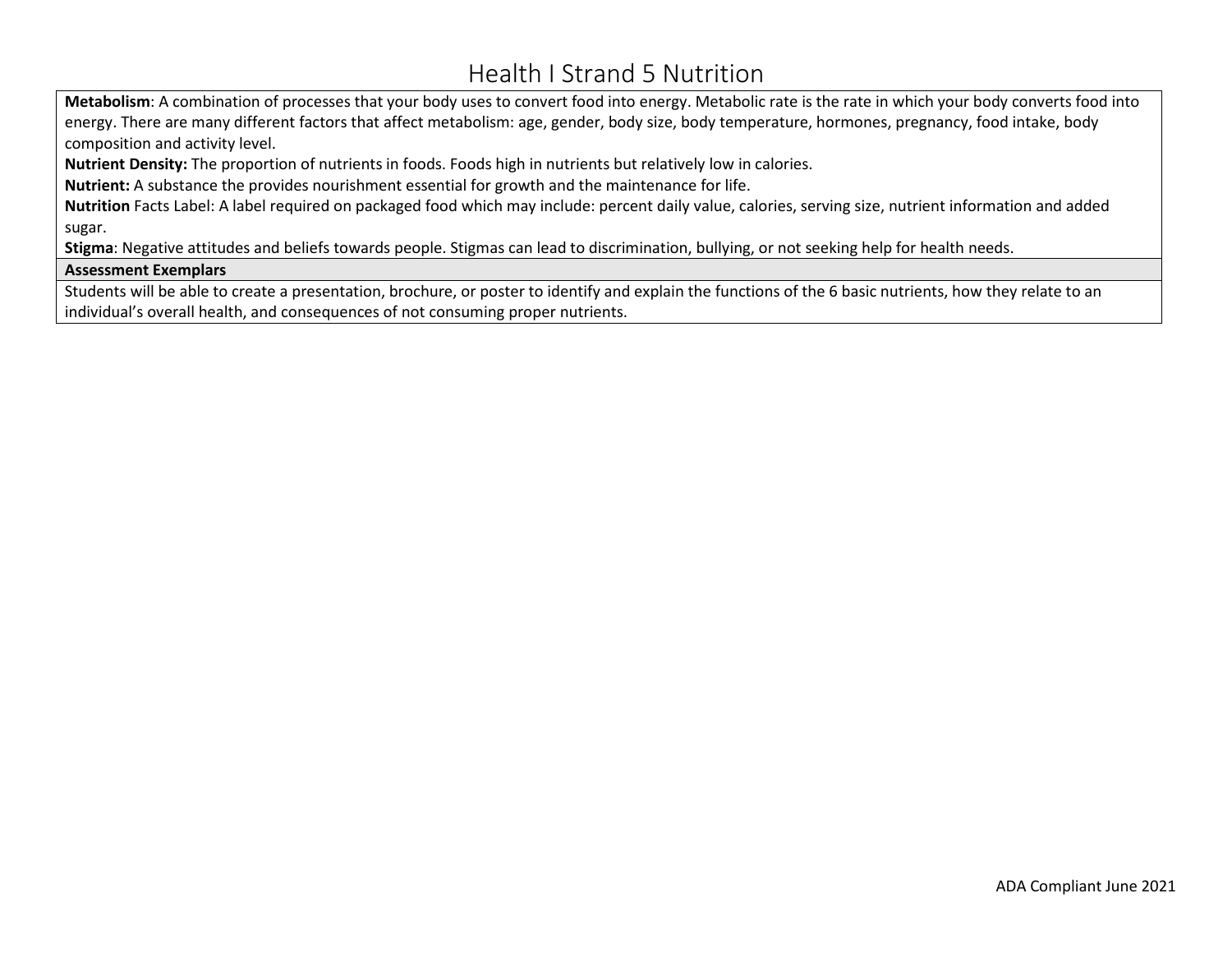# Health I Strand 5 Nutrition

**Metabolism**: A combination of processes that your body uses to convert food into energy. Metabolic rate is the rate in which your body converts food into energy. There are many different factors that affect metabolism: age, gender, body size, body temperature, hormones, pregnancy, food intake, body composition and activity level.

**Nutrient Density:** The proportion of nutrients in foods. Foods high in nutrients but relatively low in calories.

**Nutrient:** A substance the provides nourishment essential for growth and the maintenance for life.

**Nutrition** Facts Label: A label required on packaged food which may include: percent daily value, calories, serving size, nutrient information and added sugar.

**Stigma**: Negative attitudes and beliefs towards people. Stigmas can lead to discrimination, bullying, or not seeking help for health needs.

**Assessment Exemplars**

Students will be able to create a presentation, brochure, or poster to identify and explain the functions of the 6 basic nutrients, how they relate to an individual's overall health, and consequences of not consuming proper nutrients.